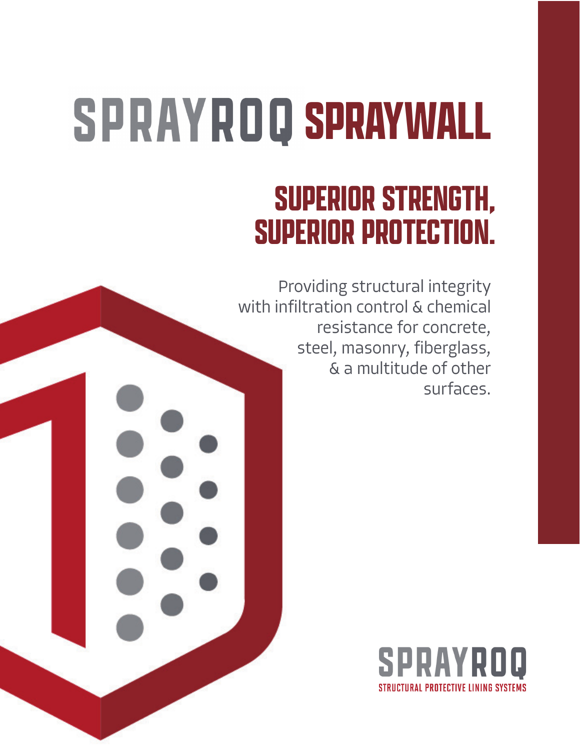# SPRAYROQ SPRAYWALL

## SUPERIOR STRENGTH, SUPERIOR PROTECTION.

Providing structural integrity with infiltration control & chemical resistance for concrete, steel, masonry, fiberglass, & a multitude of other surfaces.

SPRAYROQ

STRUCTURAL PROTECTIVE LINING SYSTEMS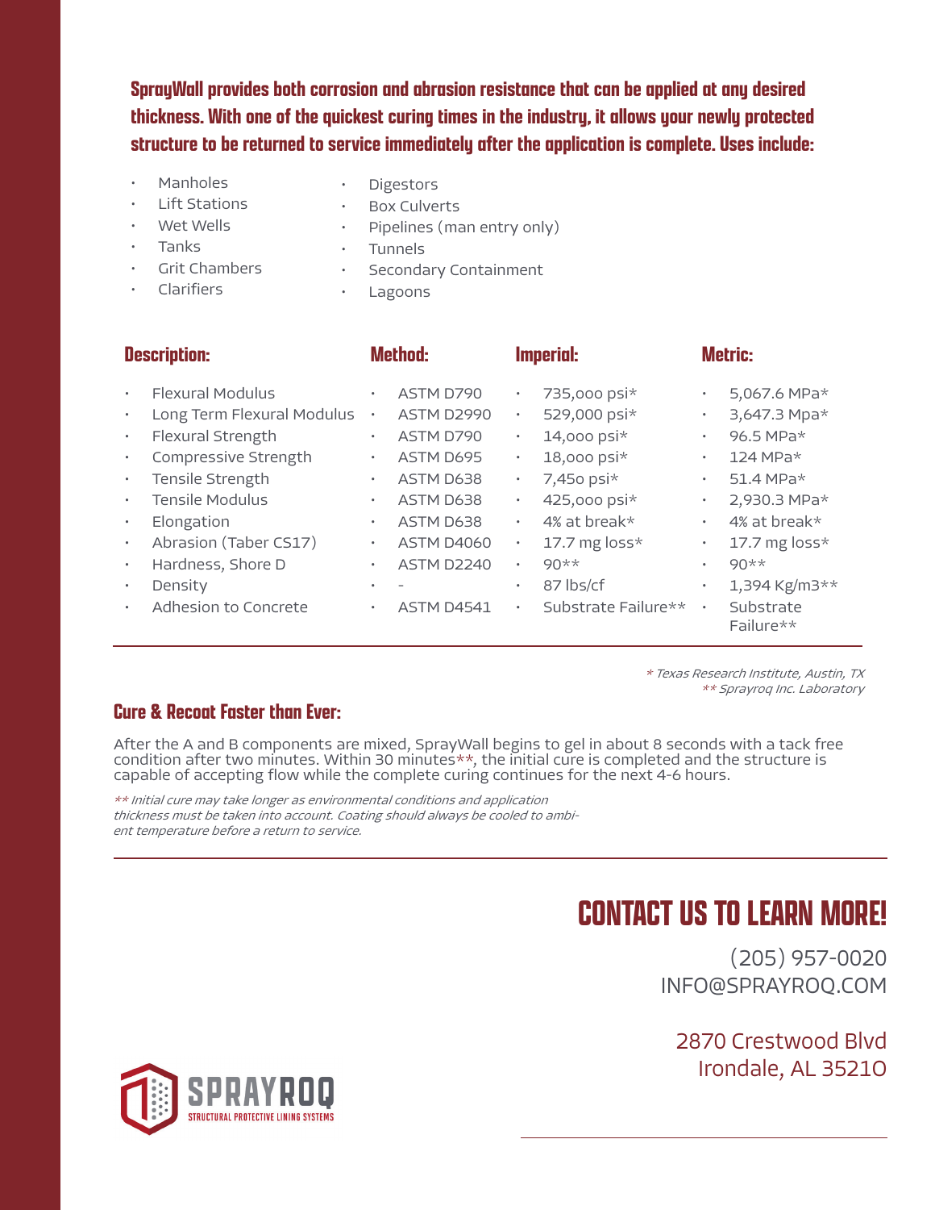**SprayWall provides both corrosion and abrasion resistance that can be applied at any desired thickness. With one of the quickest curing times in the industry, it allows your newly protected structure to be returned to service immediately after the application is complete. Uses include:**

- Manholes
- Lift Stations
- Wet Wells
- Tanks
- Grit Chambers
- Clarifiers
- Digestors
- Box Culverts
- Pipelines (man entry only)
- Tunnels
- Secondary Containment
- Lagoons

| Description: | Method: | Imperial: | Metric: |
|---|---|---|---|
| Flexural Modulus | ASTM D790 | 735,000 psi* | 5,067.6 MPa* |
| Long Term Flexural Modulus | ASTM D2990 | 529,000 psi* | 3,647.3 Mpa* |
| Flexural Strength | ASTM D790 | 14,000 psi* | 96.5 MPa* |
| Compressive Strength | ASTM D695 | 18,000 psi* | 124 MPa* |
| Tensile Strength | ASTM D638 | 7,450 psi* | 51.4 MPa* |
| Tensile Modulus | ASTM D638 | 425,000 psi* | 2,930.3 MPa* |
| Elongation | ASTM D638 | 4% at break* | 4% at break* |
| Abrasion (Taber CS17) | ASTM D4060 | 17.7 mg loss* | 17.7 mg loss* |
| Hardness, Shore D | ASTM D2240 | 90** | 90** |
| Density | - | 87 lbs/cf | 1,394 Kg/m3** |
| Adhesion to Concrete | ASTM D4541 | Substrate Failure** | Substrate Failure** |

*\* Texas Research Institute, Austin, TX*
*\*\* Sprayroq Inc. Laboratory*

## Cure & Recoat Faster than Ever:

After the A and B components are mixed, SprayWall begins to gel in about 8 seconds with a tack free condition after two minutes. Within 30 minutes**, the initial cure is completed and the structure is capable of accepting flow while the complete curing continues for the next 4-6 hours.

*\*\* Initial cure may take longer as environmental conditions and application thickness must be taken into account. Coating should always be cooled to ambient temperature before a return to service.*

## CONTACT US TO LEARN MORE!

(205) 957-0020
INFO@SPRAYROQ.COM

2870 Crestwood Blvd
Irondale, AL 35210

SPRAYROQ
STRUCTURAL PROTECTIVE LINING SYSTEMS